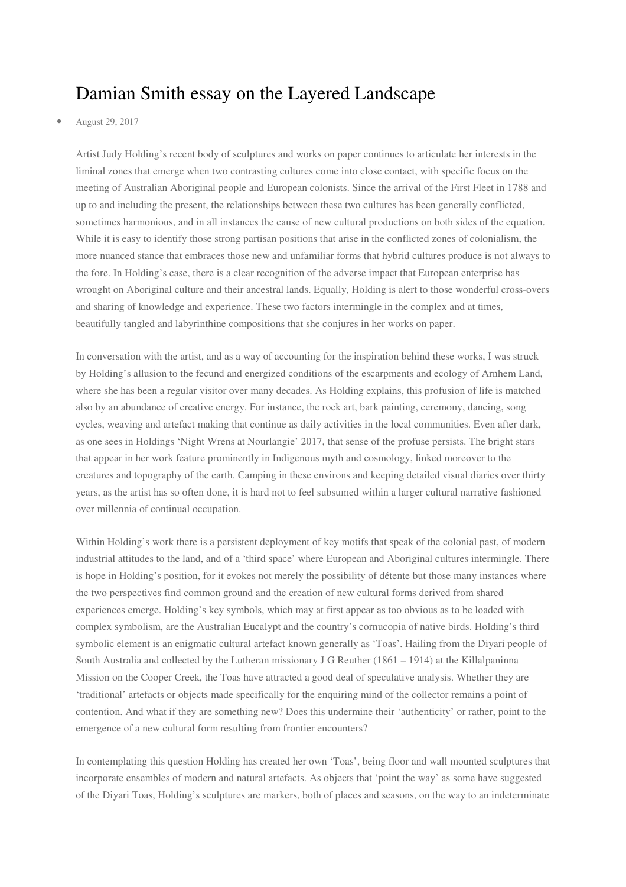# Damian Smith essay on the Layered Landscape

- August 29, 2017

Artist Judy Holding's recent body of sculptures and works on paper continues to articulate her interests in the liminal zones that emerge when two contrasting cultures come into close contact, with specific focus on the meeting of Australian Aboriginal people and European colonists. Since the arrival of the First Fleet in 1788 and up to and including the present, the relationships between these two cultures has been generally conflicted, sometimes harmonious, and in all instances the cause of new cultural productions on both sides of the equation. While it is easy to identify those strong partisan positions that arise in the conflicted zones of colonialism, the more nuanced stance that embraces those new and unfamiliar forms that hybrid cultures produce is not always to the fore. In Holding's case, there is a clear recognition of the adverse impact that European enterprise has wrought on Aboriginal culture and their ancestral lands. Equally, Holding is alert to those wonderful cross-overs and sharing of knowledge and experience. These two factors intermingle in the complex and at times, beautifully tangled and labyrinthine compositions that she conjures in her works on paper.

In conversation with the artist, and as a way of accounting for the inspiration behind these works, I was struck by Holding's allusion to the fecund and energized conditions of the escarpments and ecology of Arnhem Land, where she has been a regular visitor over many decades. As Holding explains, this profusion of life is matched also by an abundance of creative energy. For instance, the rock art, bark painting, ceremony, dancing, song cycles, weaving and artefact making that continue as daily activities in the local communities. Even after dark, as one sees in Holdings 'Night Wrens at Nourlangie' 2017, that sense of the profuse persists. The bright stars that appear in her work feature prominently in Indigenous myth and cosmology, linked moreover to the creatures and topography of the earth. Camping in these environs and keeping detailed visual diaries over thirty years, as the artist has so often done, it is hard not to feel subsumed within a larger cultural narrative fashioned over millennia of continual occupation.

Within Holding's work there is a persistent deployment of key motifs that speak of the colonial past, of modern industrial attitudes to the land, and of a 'third space' where European and Aboriginal cultures intermingle. There is hope in Holding's position, for it evokes not merely the possibility of détente but those many instances where the two perspectives find common ground and the creation of new cultural forms derived from shared experiences emerge. Holding's key symbols, which may at first appear as too obvious as to be loaded with complex symbolism, are the Australian Eucalypt and the country's cornucopia of native birds. Holding's third symbolic element is an enigmatic cultural artefact known generally as 'Toas'. Hailing from the Diyari people of South Australia and collected by the Lutheran missionary J G Reuther (1861 – 1914) at the Killalpaninna Mission on the Cooper Creek, the Toas have attracted a good deal of speculative analysis. Whether they are 'traditional' artefacts or objects made specifically for the enquiring mind of the collector remains a point of contention. And what if they are something new? Does this undermine their 'authenticity' or rather, point to the emergence of a new cultural form resulting from frontier encounters?

In contemplating this question Holding has created her own 'Toas', being floor and wall mounted sculptures that incorporate ensembles of modern and natural artefacts. As objects that 'point the way' as some have suggested of the Diyari Toas, Holding's sculptures are markers, both of places and seasons, on the way to an indeterminate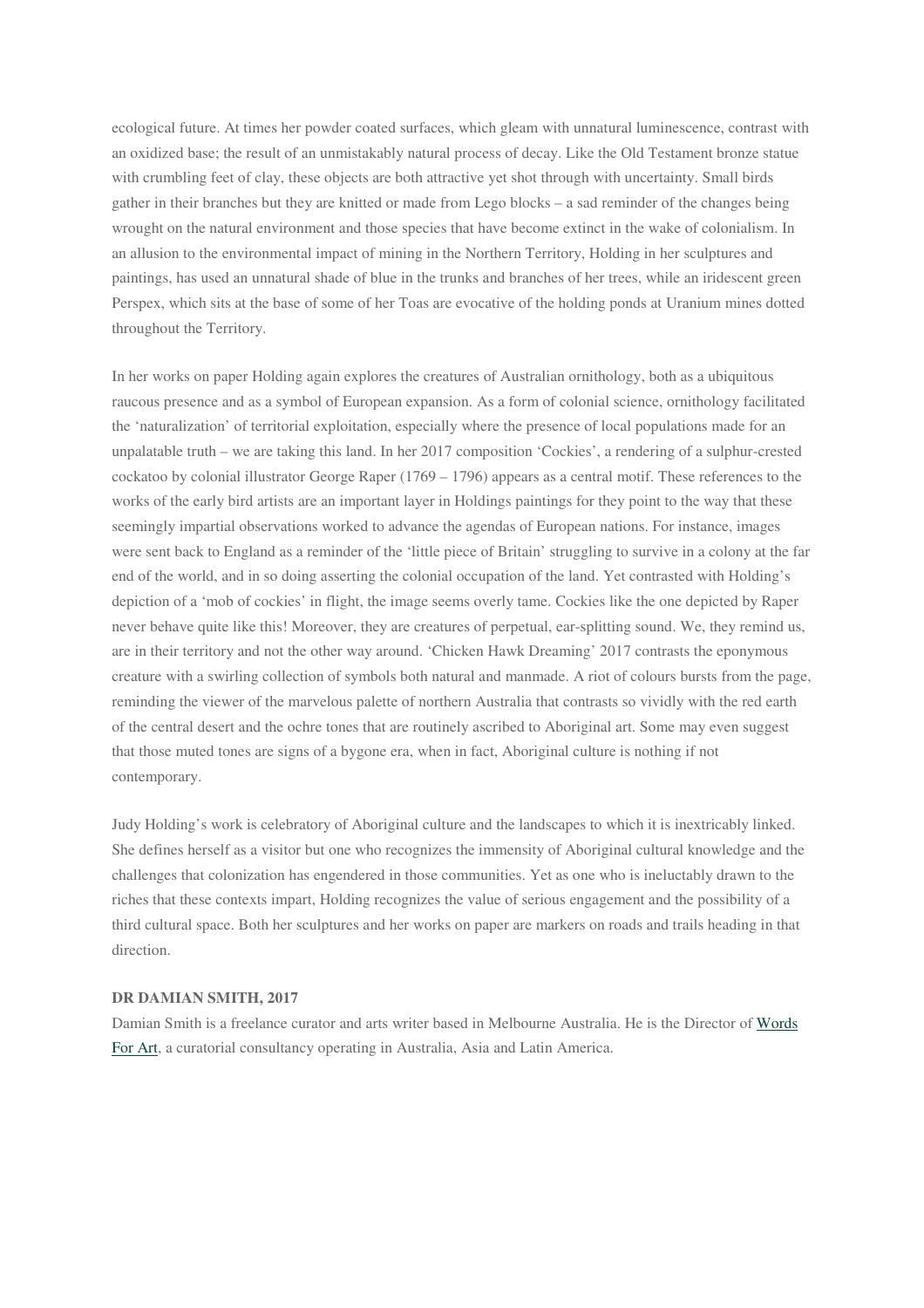ecological future. At times her powder coated surfaces, which gleam with unnatural luminescence, contrast with an oxidized base; the result of an unmistakably natural process of decay. Like the Old Testament bronze statue with crumbling feet of clay, these objects are both attractive yet shot through with uncertainty. Small birds gather in their branches but they are knitted or made from Lego blocks – a sad reminder of the changes being wrought on the natural environment and those species that have become extinct in the wake of colonialism. In an allusion to the environmental impact of mining in the Northern Territory, Holding in her sculptures and paintings, has used an unnatural shade of blue in the trunks and branches of her trees, while an iridescent green Perspex, which sits at the base of some of her Toas are evocative of the holding ponds at Uranium mines dotted throughout the Territory.

In her works on paper Holding again explores the creatures of Australian ornithology, both as a ubiquitous raucous presence and as a symbol of European expansion. As a form of colonial science, ornithology facilitated the 'naturalization' of territorial exploitation, especially where the presence of local populations made for an unpalatable truth – we are taking this land. In her 2017 composition 'Cockies', a rendering of a sulphur-crested cockatoo by colonial illustrator George Raper (1769 – 1796) appears as a central motif. These references to the works of the early bird artists are an important layer in Holdings paintings for they point to the way that these seemingly impartial observations worked to advance the agendas of European nations. For instance, images were sent back to England as a reminder of the 'little piece of Britain' struggling to survive in a colony at the far end of the world, and in so doing asserting the colonial occupation of the land. Yet contrasted with Holding's depiction of a 'mob of cockies' in flight, the image seems overly tame. Cockies like the one depicted by Raper never behave quite like this! Moreover, they are creatures of perpetual, ear-splitting sound. We, they remind us, are in their territory and not the other way around. 'Chicken Hawk Dreaming' 2017 contrasts the eponymous creature with a swirling collection of symbols both natural and manmade. A riot of colours bursts from the page, reminding the viewer of the marvelous palette of northern Australia that contrasts so vividly with the red earth of the central desert and the ochre tones that are routinely ascribed to Aboriginal art. Some may even suggest that those muted tones are signs of a bygone era, when in fact, Aboriginal culture is nothing if not contemporary.

Judy Holding's work is celebratory of Aboriginal culture and the landscapes to which it is inextricably linked. She defines herself as a visitor but one who recognizes the immensity of Aboriginal cultural knowledge and the challenges that colonization has engendered in those communities. Yet as one who is ineluctably drawn to the riches that these contexts impart, Holding recognizes the value of serious engagement and the possibility of a third cultural space. Both her sculptures and her works on paper are markers on roads and trails heading in that direction.

**DR DAMIAN SMITH, 2017**

Damian Smith is a freelance curator and arts writer based in Melbourne Australia. He is the Director of Words For Art, a curatorial consultancy operating in Australia, Asia and Latin America.